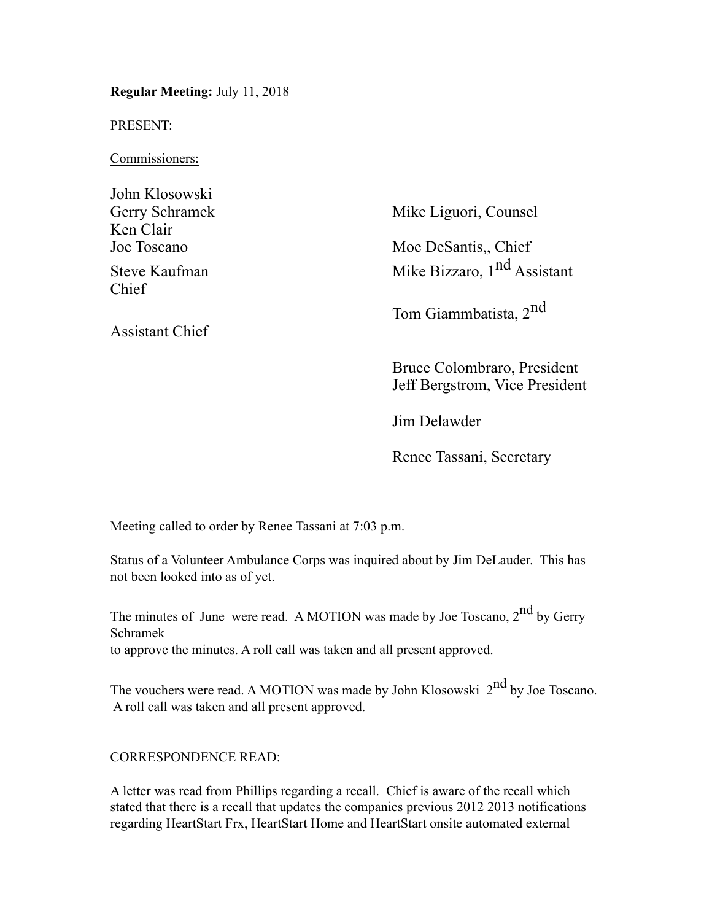**Regular Meeting:** July 11, 2018

PRESENT:

Commissioners:

John Klosowski
Gerry Schramek
Ken Clair
Joe Toscano
Steve Kaufman
Chief

Assistant Chief

Mike Liguori, Counsel

Moe DeSantis,, Chief
Mike Bizzaro, 1nd Assistant

Tom Giammbatista, 2nd

Bruce Colombraro, President
Jeff Bergstrom, Vice President

Jim Delawder

Renee Tassani, Secretary

Meeting called to order by Renee Tassani at 7:03 p.m.

Status of a Volunteer Ambulance Corps was inquired about by Jim DeLauder. This has not been looked into as of yet.

The minutes of June were read. A MOTION was made by Joe Toscano, 2nd by Gerry Schramek
to approve the minutes. A roll call was taken and all present approved.

The vouchers were read. A MOTION was made by John Klosowski 2nd by Joe Toscano. A roll call was taken and all present approved.

CORRESPONDENCE READ:

A letter was read from Phillips regarding a recall. Chief is aware of the recall which stated that there is a recall that updates the companies previous 2012 2013 notifications regarding HeartStart Frx, HeartStart Home and HeartStart onsite automated external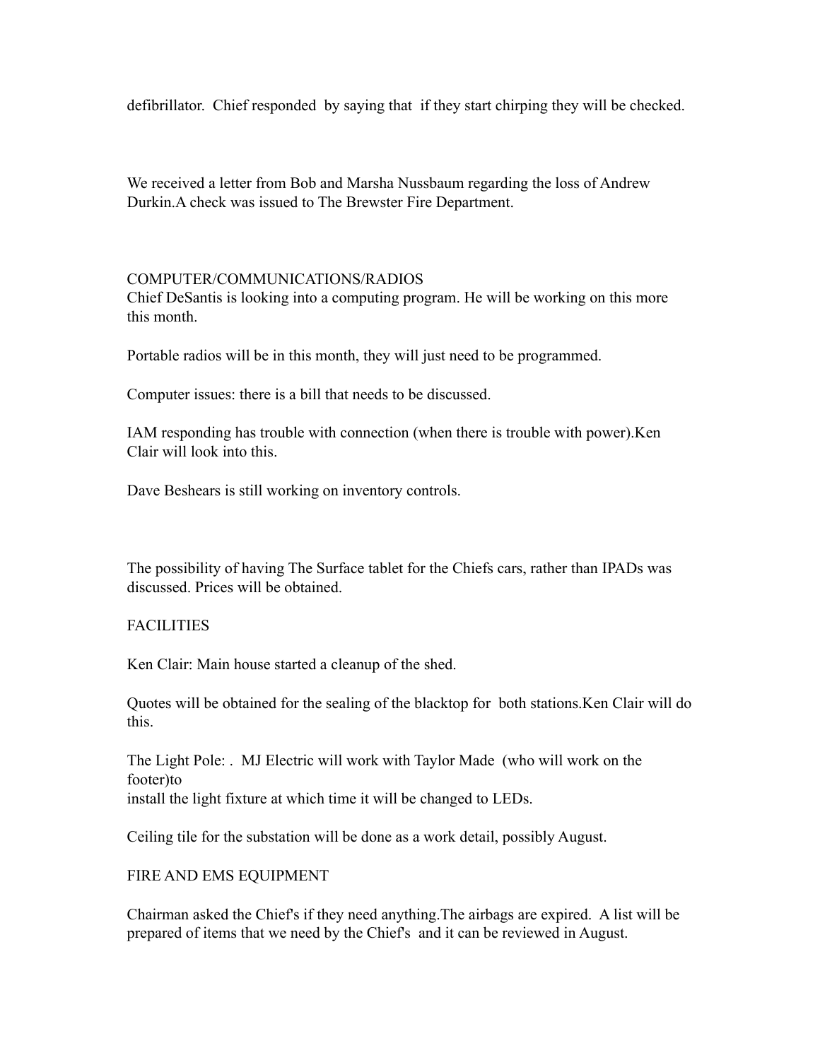defibrillator. Chief responded by saying that if they start chirping they will be checked.

We received a letter from Bob and Marsha Nussbaum regarding the loss of Andrew Durkin.A check was issued to The Brewster Fire Department.

COMPUTER/COMMUNICATIONS/RADIOS

Chief DeSantis is looking into a computing program. He will be working on this more this month.

Portable radios will be in this month, they will just need to be programmed.

Computer issues: there is a bill that needs to be discussed.

IAM responding has trouble with connection (when there is trouble with power).Ken Clair will look into this.

Dave Beshears is still working on inventory controls.

The possibility of having The Surface tablet for the Chiefs cars, rather than IPADs was discussed. Prices will be obtained.

FACILITIES

Ken Clair: Main house started a cleanup of the shed.

Quotes will be obtained for the sealing of the blacktop for both stations.Ken Clair will do this.

The Light Pole: . MJ Electric will work with Taylor Made (who will work on the footer)to
install the light fixture at which time it will be changed to LEDs.

Ceiling tile for the substation will be done as a work detail, possibly August.

FIRE AND EMS EQUIPMENT

Chairman asked the Chief's if they need anything.The airbags are expired. A list will be prepared of items that we need by the Chief's and it can be reviewed in August.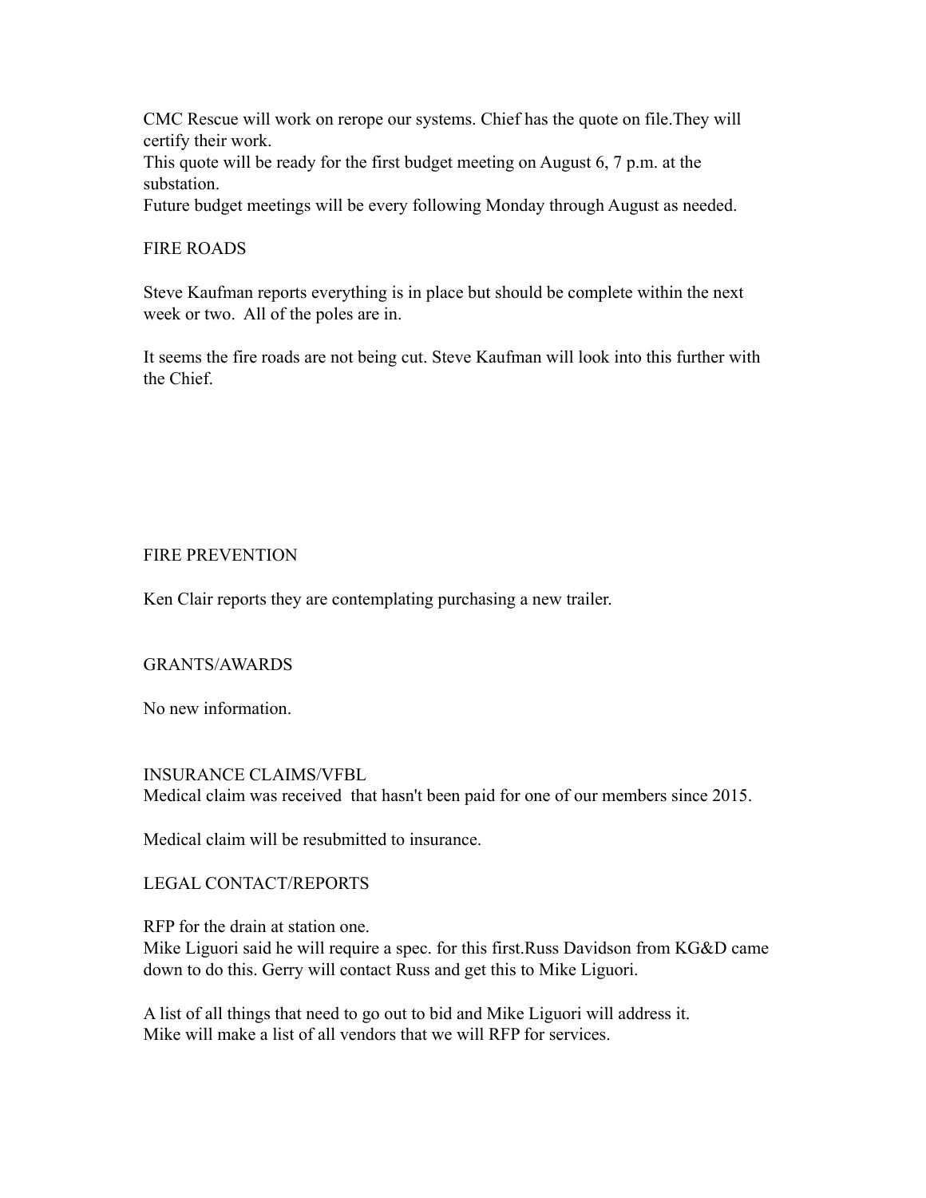CMC Rescue will work on rerope our systems. Chief has the quote on file.They will certify their work.
This quote will be ready for the first budget meeting on August 6, 7 p.m. at the substation.
Future budget meetings will be every following Monday through August as needed.

## FIRE ROADS

Steve Kaufman reports everything is in place but should be complete within the next week or two. All of the poles are in.

It seems the fire roads are not being cut. Steve Kaufman will look into this further with the Chief.

## FIRE PREVENTION

Ken Clair reports they are contemplating purchasing a new trailer.

## GRANTS/AWARDS

No new information.

## INSURANCE CLAIMS/VFBL

Medical claim was received that hasn't been paid for one of our members since 2015.

Medical claim will be resubmitted to insurance.

## LEGAL CONTACT/REPORTS

RFP for the drain at station one.
Mike Liguori said he will require a spec. for this first.Russ Davidson from KG&D came down to do this. Gerry will contact Russ and get this to Mike Liguori.

A list of all things that need to go out to bid and Mike Liguori will address it.
Mike will make a list of all vendors that we will RFP for services.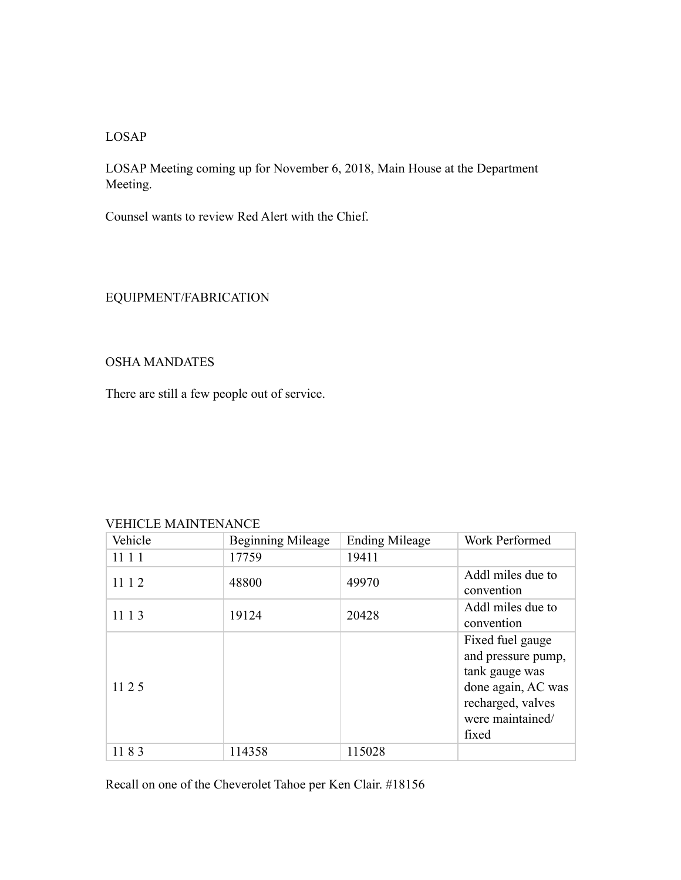## LOSAP

LOSAP Meeting coming up for November 6, 2018, Main House at the Department Meeting.

Counsel wants to review Red Alert with the Chief.

## EQUIPMENT/FABRICATION

## OSHA MANDATES

There are still a few people out of service.

## VEHICLE MAINTENANCE

| Vehicle | Beginning Mileage | Ending Mileage | Work Performed |
| --- | --- | --- | --- |
| 11 1 1 | 17759 | 19411 | |
| 11 1 2 | 48800 | 49970 | Addl miles due to convention |
| 11 1 3 | 19124 | 20428 | Addl miles due to convention |
| 11 2 5 | | | Fixed fuel gauge and pressure pump, tank gauge was done again, AC was recharged, valves were maintained/ fixed |
| 11 8 3 | 114358 | 115028 | |

Recall on one of the Cheverolet Tahoe per Ken Clair. #18156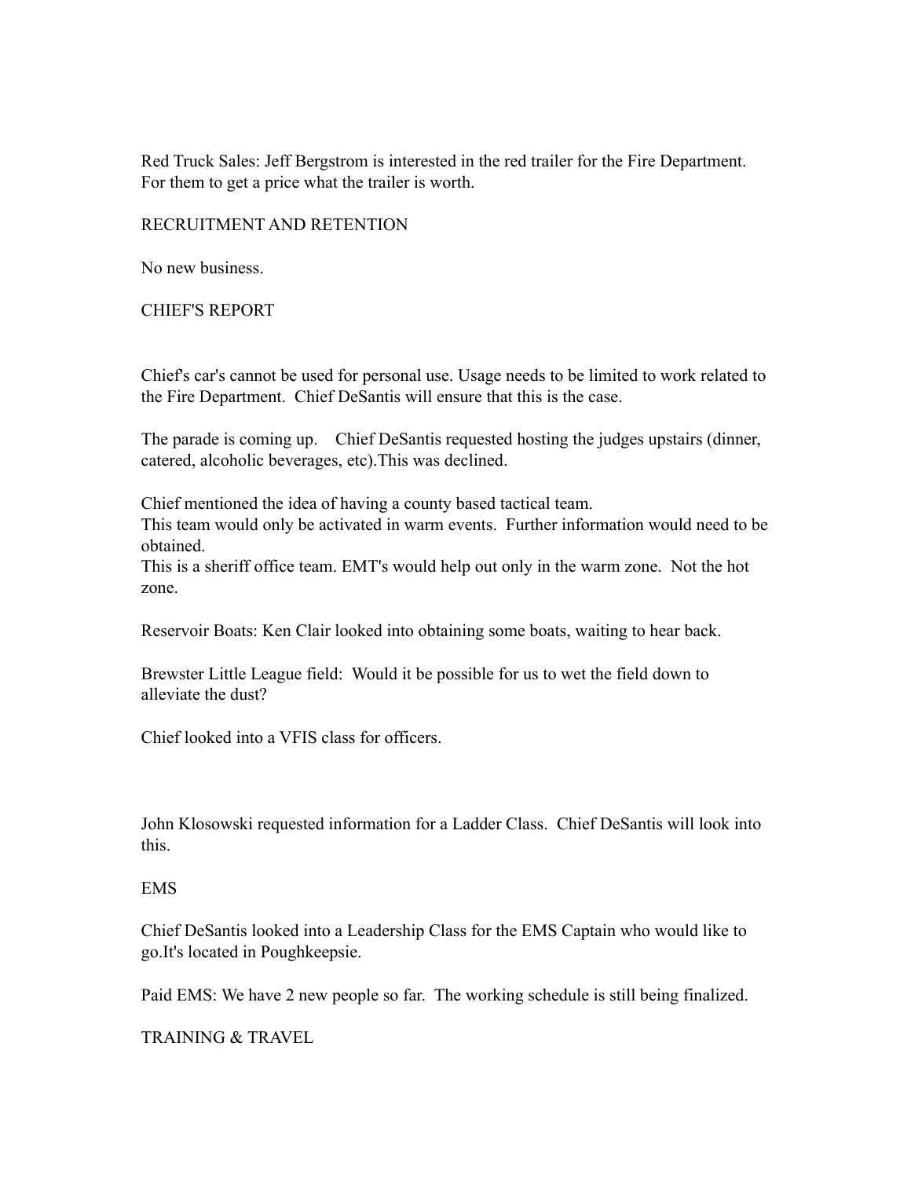Red Truck Sales: Jeff Bergstrom is interested in the red trailer for the Fire Department. For them to get a price what the trailer is worth.

## RECRUITMENT AND RETENTION

No new business.

## CHIEF'S REPORT

Chief's car's cannot be used for personal use. Usage needs to be limited to work related to the Fire Department. Chief DeSantis will ensure that this is the case.

The parade is coming up. Chief DeSantis requested hosting the judges upstairs (dinner, catered, alcoholic beverages, etc).This was declined.

Chief mentioned the idea of having a county based tactical team.
This team would only be activated in warm events. Further information would need to be obtained.
This is a sheriff office team. EMT's would help out only in the warm zone. Not the hot zone.

Reservoir Boats: Ken Clair looked into obtaining some boats, waiting to hear back.

Brewster Little League field: Would it be possible for us to wet the field down to alleviate the dust?

Chief looked into a VFIS class for officers.

John Klosowski requested information for a Ladder Class. Chief DeSantis will look into this.

## EMS

Chief DeSantis looked into a Leadership Class for the EMS Captain who would like to go.It's located in Poughkeepsie.

Paid EMS: We have 2 new people so far. The working schedule is still being finalized.

## TRAINING & TRAVEL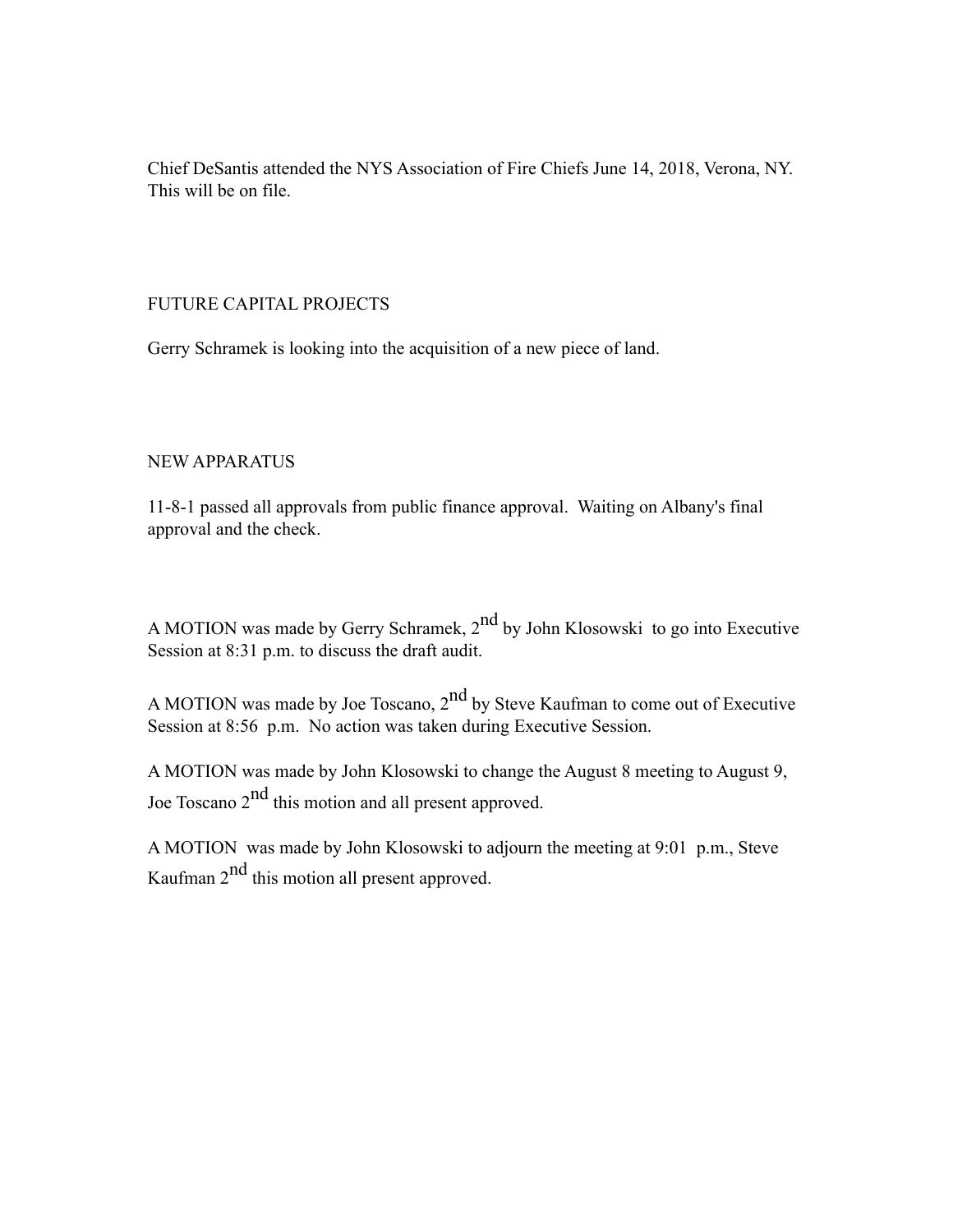Chief DeSantis attended the NYS Association of Fire Chiefs June 14, 2018, Verona, NY. This will be on file.

FUTURE CAPITAL PROJECTS

Gerry Schramek is looking into the acquisition of a new piece of land.

NEW APPARATUS

11-8-1 passed all approvals from public finance approval. Waiting on Albany's final approval and the check.

A MOTION was made by Gerry Schramek, 2nd by John Klosowski to go into Executive Session at 8:31 p.m. to discuss the draft audit.

A MOTION was made by Joe Toscano, 2nd by Steve Kaufman to come out of Executive Session at 8:56 p.m. No action was taken during Executive Session.

A MOTION was made by John Klosowski to change the August 8 meeting to August 9, Joe Toscano 2nd this motion and all present approved.

A MOTION was made by John Klosowski to adjourn the meeting at 9:01 p.m., Steve Kaufman 2nd this motion all present approved.